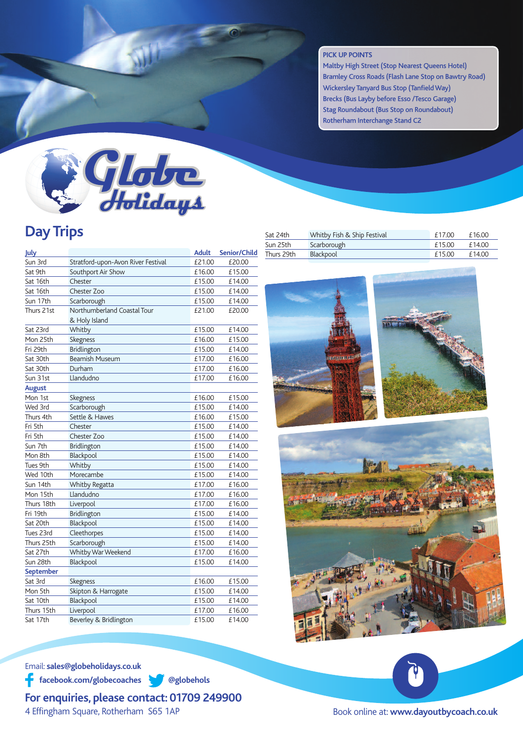**PICK UP POINTS**

- Maltby High Street (Stop Nearest Queens Hotel)
- Bramley Cross Roads (Flash Lane Stop on Bawtry Road)
- Wickersley Tanyard Bus Stop (Tanfield Way)
- Brecks (Bus Layby before Esso /Tesco Garage)
- Stag Roundabout (Bus Stop on Roundabout)
- Rotherham Interchange Stand C2

# Globe Holidays

## Day Trips

| July | | Adult | Senior/Child |
|---|---|---|---|
| Sun 3rd | Stratford-upon-Avon River Festival | £21.00 | £20.00 |
| Sat 9th | Southport Air Show | £16.00 | £15.00 |
| Sat 16th | Chester | £15.00 | £14.00 |
| Sat 16th | Chester Zoo | £15.00 | £14.00 |
| Sun 17th | Scarborough | £15.00 | £14.00 |
| Thurs 21st | Northumberland Coastal Tour & Holy Island | £21.00 | £20.00 |
| Sat 23rd | Whitby | £15.00 | £14.00 |
| Mon 25th | Skegness | £16.00 | £15.00 |
| Fri 29th | Bridlington | £15.00 | £14.00 |
| Sat 30th | Beamish Museum | £17.00 | £16.00 |
| Sat 30th | Durham | £17.00 | £16.00 |
| Sun 31st | Llandudno | £17.00 | £16.00 |
| **August** | | | |
| Mon 1st | Skegness | £16.00 | £15.00 |
| Wed 3rd | Scarborough | £15.00 | £14.00 |
| Thurs 4th | Settle & Hawes | £16.00 | £15.00 |
| Fri 5th | Chester | £15.00 | £14.00 |
| Fri 5th | Chester Zoo | £15.00 | £14.00 |
| Sun 7th | Bridlington | £15.00 | £14.00 |
| Mon 8th | Blackpool | £15.00 | £14.00 |
| Tues 9th | Whitby | £15.00 | £14.00 |
| Wed 10th | Morecambe | £15.00 | £14.00 |
| Sun 14th | Whitby Regatta | £17.00 | £16.00 |
| Mon 15th | Llandudno | £17.00 | £16.00 |
| Thurs 18th | Liverpool | £17.00 | £16.00 |
| Fri 19th | Bridlington | £15.00 | £14.00 |
| Sat 20th | Blackpool | £15.00 | £14.00 |
| Tues 23rd | Cleethorpes | £15.00 | £14.00 |
| Thurs 25th | Scarborough | £15.00 | £14.00 |
| Sat 27th | Whitby War Weekend | £17.00 | £16.00 |
| Sun 28th | Blackpool | £15.00 | £14.00 |
| **September** | | | |
| Sat 3rd | Skegness | £16.00 | £15.00 |
| Mon 5th | Skipton & Harrogate | £15.00 | £14.00 |
| Sat 10th | Blackpool | £15.00 | £14.00 |
| Thurs 15th | Liverpool | £17.00 | £16.00 |
| Sat 17th | Beverley & Bridlington | £15.00 | £14.00 |
| Sat 24th | Whitby Fish & Ship Festival | £17.00 | £16.00 |
| Sun 25th | Scarborough | £15.00 | £14.00 |
| Thurs 29th | Blackpool | £15.00 | £14.00 |

Email: **sales@globeholidays.co.uk**

**facebook.com/globecoaches** **@globehols**

**For enquiries, please contact: 01709 249900**

4 Effingham Square, Rotherham S65 1AP

Book online at: **www.dayoutbycoach.co.uk**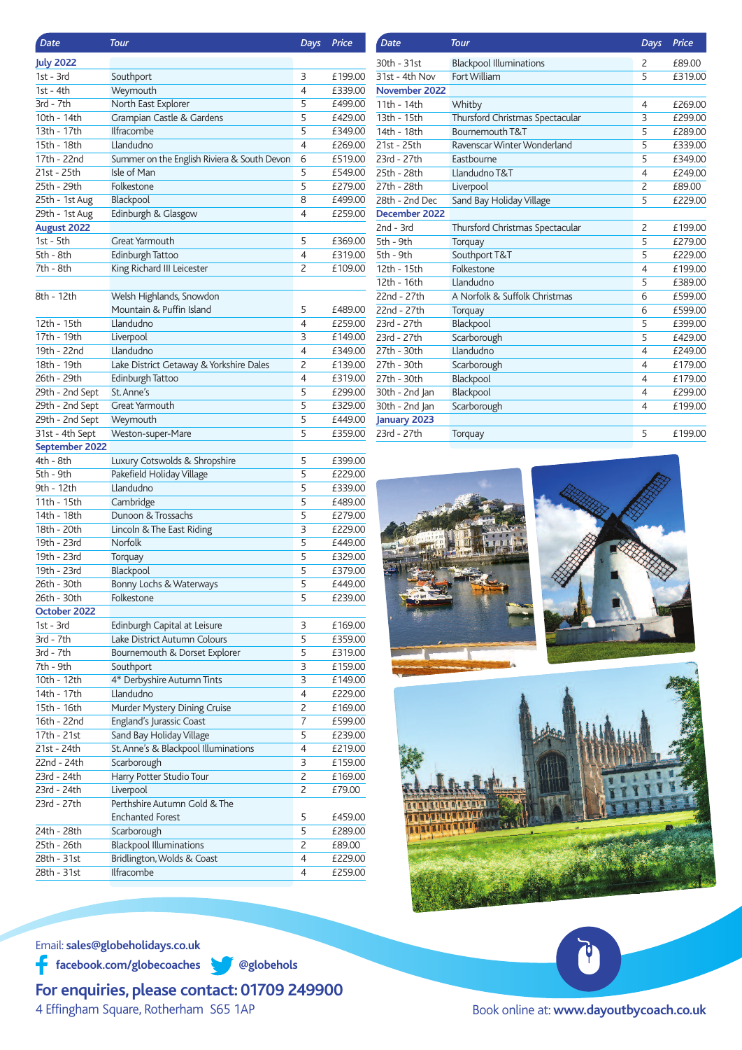| Date | Tour | Days | Price |
|---|---|---|---|
| **July 2022** | | | |
| 1st - 3rd | Southport | 3 | £199.00 |
| 1st - 4th | Weymouth | 4 | £339.00 |
| 3rd - 7th | North East Explorer | 5 | £499.00 |
| 10th - 14th | Grampian Castle & Gardens | 5 | £429.00 |
| 13th - 17th | Ilfracombe | 5 | £349.00 |
| 15th - 18th | Llandudno | 4 | £269.00 |
| 17th - 22nd | Summer on the English Riviera & South Devon | 6 | £519.00 |
| 21st - 25th | Isle of Man | 5 | £549.00 |
| 25th - 29th | Folkestone | 5 | £279.00 |
| 25th - 1st Aug | Blackpool | 8 | £499.00 |
| 29th - 1st Aug | Edinburgh & Glasgow | 4 | £259.00 |
| **August 2022** | | | |
| 1st - 5th | Great Yarmouth | 5 | £369.00 |
| 5th - 8th | Edinburgh Tattoo | 4 | £319.00 |
| 7th - 8th | King Richard III Leicester | 2 | £109.00 |
| 8th - 12th | Welsh Highlands, Snowdon Mountain & Puffin Island | 5 | £489.00 |
| 12th - 15th | Llandudno | 4 | £259.00 |
| 17th - 19th | Liverpool | 3 | £149.00 |
| 19th - 22nd | Llandudno | 4 | £349.00 |
| 18th - 19th | Lake District Getaway & Yorkshire Dales | 2 | £139.00 |
| 26th - 29th | Edinburgh Tattoo | 4 | £319.00 |
| 29th - 2nd Sept | St. Anne's | 5 | £299.00 |
| 29th - 2nd Sept | Great Yarmouth | 5 | £329.00 |
| 29th - 2nd Sept | Weymouth | 5 | £449.00 |
| 31st - 4th Sept | Weston-super-Mare | 5 | £359.00 |
| **September 2022** | | | |
| 4th - 8th | Luxury Cotswolds & Shropshire | 5 | £399.00 |
| 5th - 9th | Pakefield Holiday Village | 5 | £229.00 |
| 9th - 12th | Llandudno | 5 | £339.00 |
| 11th - 15th | Cambridge | 5 | £489.00 |
| 14th - 18th | Dunoon & Trossachs | 5 | £279.00 |
| 18th - 20th | Lincoln & The East Riding | 3 | £229.00 |
| 19th - 23rd | Norfolk | 5 | £449.00 |
| 19th - 23rd | Torquay | 5 | £329.00 |
| 19th - 23rd | Blackpool | 5 | £379.00 |
| 26th - 30th | Bonny Lochs & Waterways | 5 | £449.00 |
| 26th - 30th | Folkestone | 5 | £239.00 |
| **October 2022** | | | |
| 1st - 3rd | Edinburgh Capital at Leisure | 3 | £169.00 |
| 3rd - 7th | Lake District Autumn Colours | 5 | £359.00 |
| 3rd - 7th | Bournemouth & Dorset Explorer | 5 | £319.00 |
| 7th - 9th | Southport | 3 | £159.00 |
| 10th - 12th | 4* Derbyshire Autumn Tints | 3 | £149.00 |
| 14th - 17th | Llandudno | 4 | £229.00 |
| 15th - 16th | Murder Mystery Dining Cruise | 2 | £169.00 |
| 16th - 22nd | England's Jurassic Coast | 7 | £599.00 |
| 17th - 21st | Sand Bay Holiday Village | 5 | £239.00 |
| 21st - 24th | St. Anne's & Blackpool Illuminations | 4 | £219.00 |
| 22nd - 24th | Scarborough | 3 | £159.00 |
| 23rd - 24th | Harry Potter Studio Tour | 2 | £169.00 |
| 23rd - 24th | Liverpool | 2 | £79.00 |
| 23rd - 27th | Perthshire Autumn Gold & The Enchanted Forest | 5 | £459.00 |
| 24th - 28th | Scarborough | 5 | £289.00 |
| 25th - 26th | Blackpool Illuminations | 2 | £89.00 |
| 28th - 31st | Bridlington, Wolds & Coast | 4 | £229.00 |
| 28th - 31st | Ilfracombe | 4 | £259.00 |
| 30th - 31st | Blackpool Illuminations | 2 | £89.00 |
| 31st - 4th Nov | Fort William | 5 | £319.00 |
| **November 2022** | | | |
| 11th - 14th | Whitby | 4 | £269.00 |
| 13th - 15th | Thursford Christmas Spectacular | 3 | £299.00 |
| 14th - 18th | Bournemouth T&T | 5 | £289.00 |
| 21st - 25th | Ravenscar Winter Wonderland | 5 | £339.00 |
| 23rd - 27th | Eastbourne | 5 | £349.00 |
| 25th - 28th | Llandudno T&T | 4 | £249.00 |
| 27th - 28th | Liverpool | 2 | £89.00 |
| 28th - 2nd Dec | Sand Bay Holiday Village | 5 | £229.00 |
| **December 2022** | | | |
| 2nd - 3rd | Thursford Christmas Spectacular | 2 | £199.00 |
| 5th - 9th | Torquay | 5 | £279.00 |
| 5th - 9th | Southport T&T | 5 | £229.00 |
| 12th - 15th | Folkestone | 4 | £199.00 |
| 12th - 16th | Llandudno | 5 | £389.00 |
| 22nd - 27th | A Norfolk & Suffolk Christmas | 6 | £599.00 |
| 22nd - 27th | Torquay | 6 | £599.00 |
| 23rd - 27th | Blackpool | 5 | £399.00 |
| 23rd - 27th | Scarborough | 5 | £429.00 |
| 27th - 30th | Llandudno | 4 | £249.00 |
| 27th - 30th | Scarborough | 4 | £179.00 |
| 27th - 30th | Blackpool | 4 | £179.00 |
| 30th - 2nd Jan | Blackpool | 4 | £299.00 |
| 30th - 2nd Jan | Scarborough | 4 | £199.00 |
| **January 2023** | | | |
| 23rd - 27th | Torquay | 5 | £199.00 |

Email: **sales@globeholidays.co.uk**

**facebook.com/globecoaches** **@globehols**

## For enquiries, please contact: 01709 249900

4 Effingham Square, Rotherham S65 1AP

Book online at: **www.dayoutbycoach.co.uk**